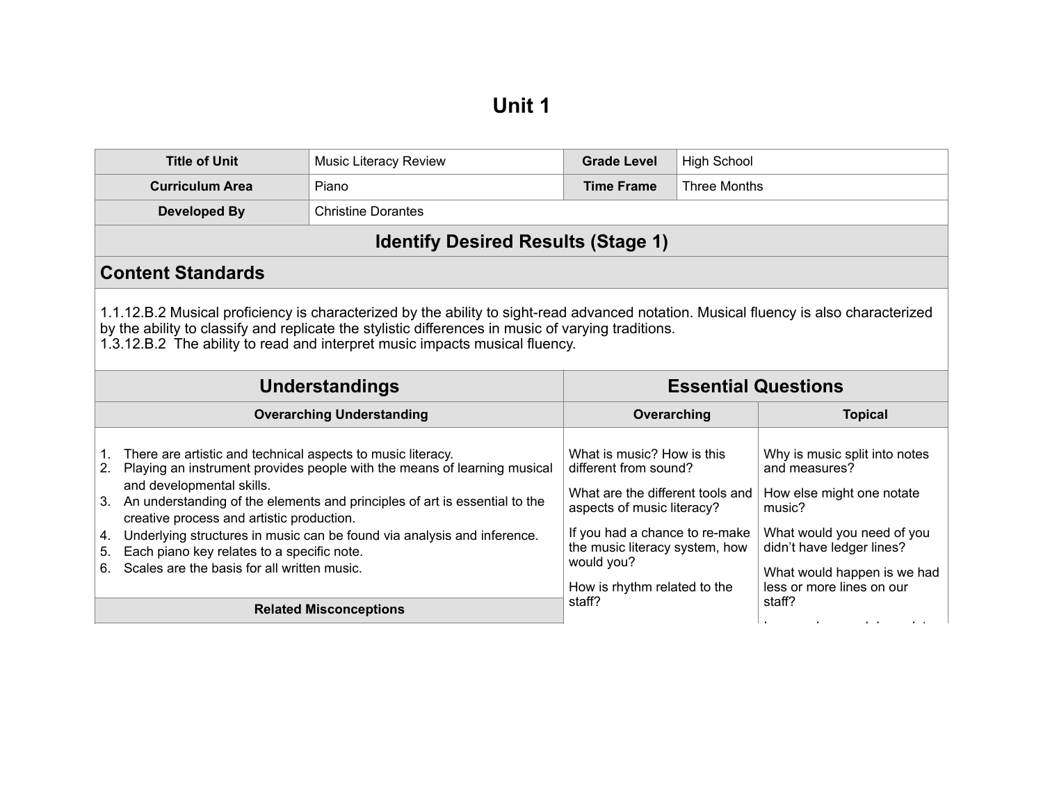# Unit 1

| Title of Unit | Music Literacy Review | Grade Level | High School |
|---|---|---|---|
| Curriculum Area | Piano | Time Frame | Three Months |
| Developed By | Christine Dorantes | | |

## Identify Desired Results (Stage 1)

### Content Standards

1.1.12.B.2 Musical proficiency is characterized by the ability to sight-read advanced notation. Musical fluency is also characterized by the ability to classify and replicate the stylistic differences in music of varying traditions.
1.3.12.B.2 The ability to read and interpret music impacts musical fluency.

| Understandings | Essential Questions | |
|---|---|---|
| **Overarching Understanding** | **Overarching** | **Topical** |
| 1. There are artistic and technical aspects to music literacy.<br>2. Playing an instrument provides people with the means of learning musical and developmental skills.<br>3. An understanding of the elements and principles of art is essential to the creative process and artistic production.<br>4. Underlying structures in music can be found via analysis and inference.<br>5. Each piano key relates to a specific note.<br>6. Scales are the basis for all written music. | What is music? How is this different from sound?<br><br>What are the different tools and aspects of music literacy?<br><br>If you had a chance to re-make the music literacy system, how would you?<br><br>How is rhythm related to the staff? | Why is music split into notes and measures?<br><br>How else might one notate music?<br><br>What would you need of you didn't have ledger lines?<br><br>What would happen is we had less or more lines on our staff? |
| **Related Misconceptions** | | |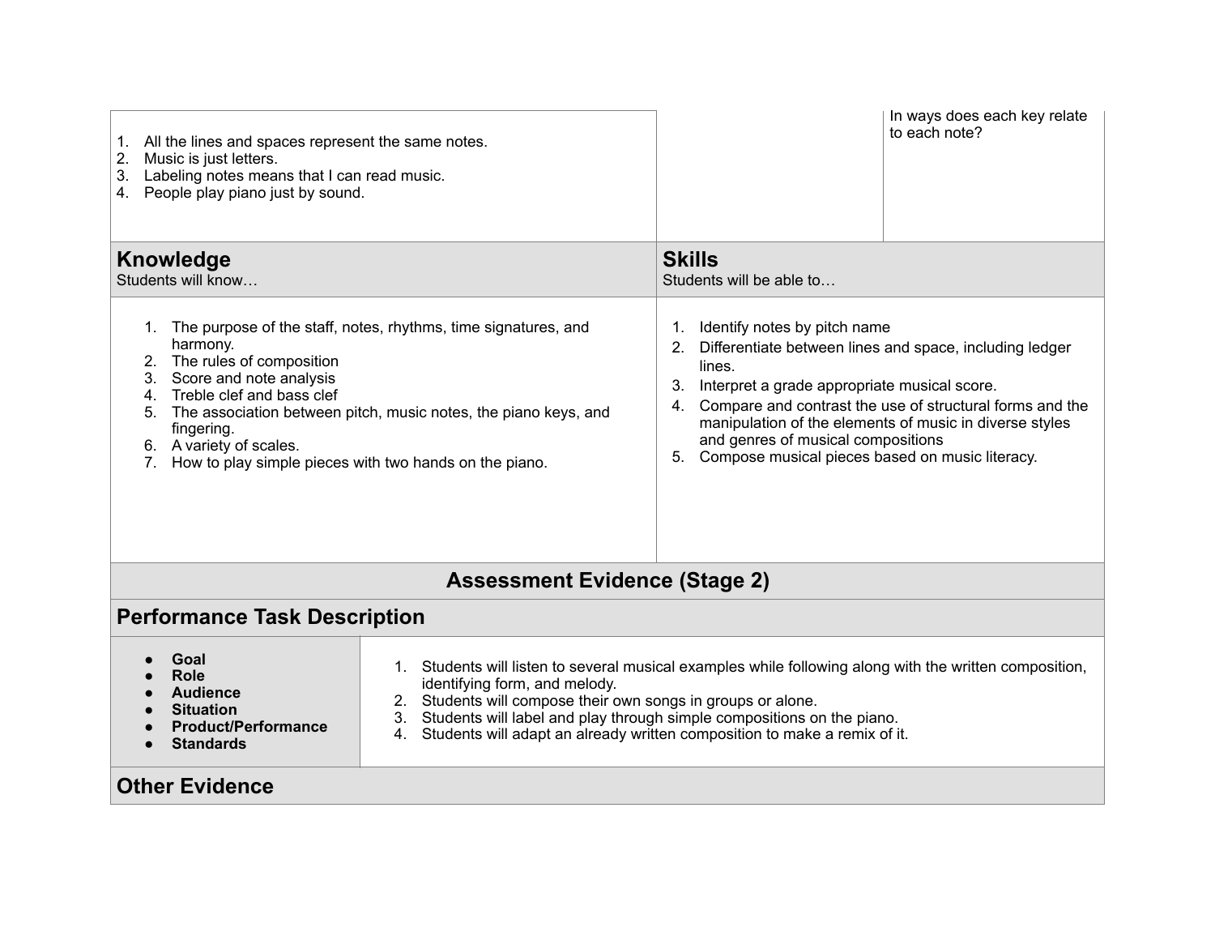| | | |
|---|---|---|
| 1. All the lines and spaces represent the same notes.<br>2. Music is just letters.<br>3. Labeling notes means that I can read music.<br>4. People play piano just by sound. | | In ways does each key relate to each note? |

| **Knowledge**<br>Students will know… | **Skills**<br>Students will be able to… |
|---|---|
| 1. The purpose of the staff, notes, rhythms, time signatures, and harmony.<br>2. The rules of composition<br>3. Score and note analysis<br>4. Treble clef and bass clef<br>5. The association between pitch, music notes, the piano keys, and fingering.<br>6. A variety of scales.<br>7. How to play simple pieces with two hands on the piano. | 1. Identify notes by pitch name<br>2. Differentiate between lines and space, including ledger lines.<br>3. Interpret a grade appropriate musical score.<br>4. Compare and contrast the use of structural forms and the manipulation of the elements of music in diverse styles and genres of musical compositions<br>5. Compose musical pieces based on music literacy. |

## Assessment Evidence (Stage 2)

### Performance Task Description

| | |
|---|---|
| • **Goal**<br>• **Role**<br>• **Audience**<br>• **Situation**<br>• **Product/Performance**<br>• **Standards** | 1. Students will listen to several musical examples while following along with the written composition, identifying form, and melody.<br>2. Students will compose their own songs in groups or alone.<br>3. Students will label and play through simple compositions on the piano.<br>4. Students will adapt an already written composition to make a remix of it. |

### Other Evidence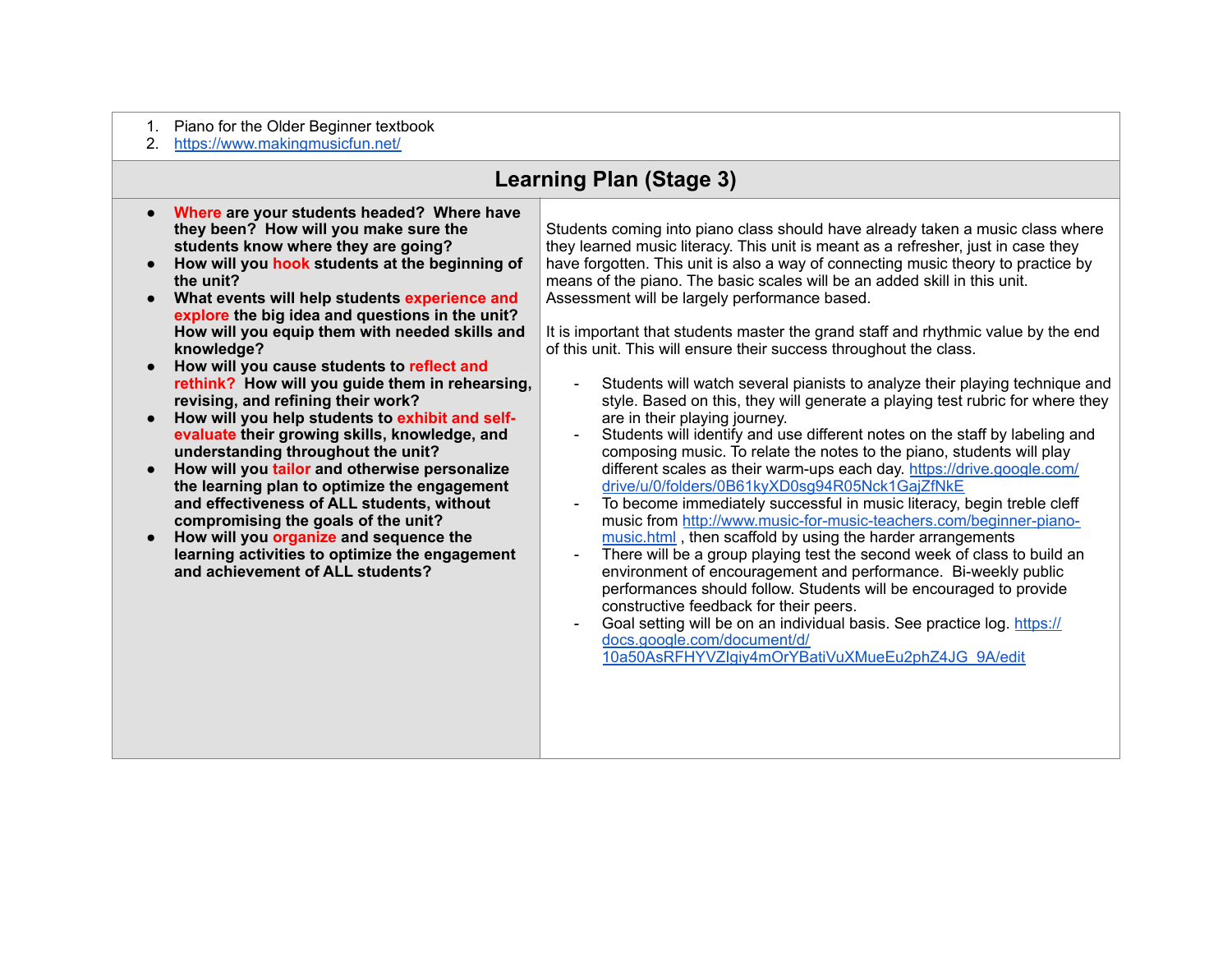1. Piano for the Older Beginner textbook
2. https://www.makingmusicfun.net/

## Learning Plan (Stage 3)

| | |
|---|---|
| • **Where are your students headed? Where have they been? How will you make sure the students know where they are going?**<br>• **How will you hook students at the beginning of the unit?**<br>• **What events will help students experience and explore the big idea and questions in the unit? How will you equip them with needed skills and knowledge?**<br>• **How will you cause students to reflect and rethink? How will you guide them in rehearsing, revising, and refining their work?**<br>• **How will you help students to exhibit and self-evaluate their growing skills, knowledge, and understanding throughout the unit?**<br>• **How will you tailor and otherwise personalize the learning plan to optimize the engagement and effectiveness of ALL students, without compromising the goals of the unit?**<br>• **How will you organize and sequence the learning activities to optimize the engagement and achievement of ALL students?** | Students coming into piano class should have already taken a music class where they learned music literacy. This unit is meant as a refresher, just in case they have forgotten. This unit is also a way of connecting music theory to practice by means of the piano. The basic scales will be an added skill in this unit. Assessment will be largely performance based.<br><br>It is important that students master the grand staff and rhythmic value by the end of this unit. This will ensure their success throughout the class.<br><br>- Students will watch several pianists to analyze their playing technique and style. Based on this, they will generate a playing test rubric for where they are in their playing journey.<br>- Students will identify and use different notes on the staff by labeling and composing music. To relate the notes to the piano, students will play different scales as their warm-ups each day. https://drive.google.com/drive/u/0/folders/0B61kyXD0sg94R05Nck1GajZfNkE<br>- To become immediately successful in music literacy, begin treble cleff music from http://www.music-for-music-teachers.com/beginner-piano-music.html , then scaffold by using the harder arrangements<br>- There will be a group playing test the second week of class to build an environment of encouragement and performance. Bi-weekly public performances should follow. Students will be encouraged to provide constructive feedback for their peers.<br>- Goal setting will be on an individual basis. See practice log. https://docs.google.com/document/d/10a50AsRFHYVZIgiy4mOrYBatiVuXMueEu2phZ4JG_9A/edit |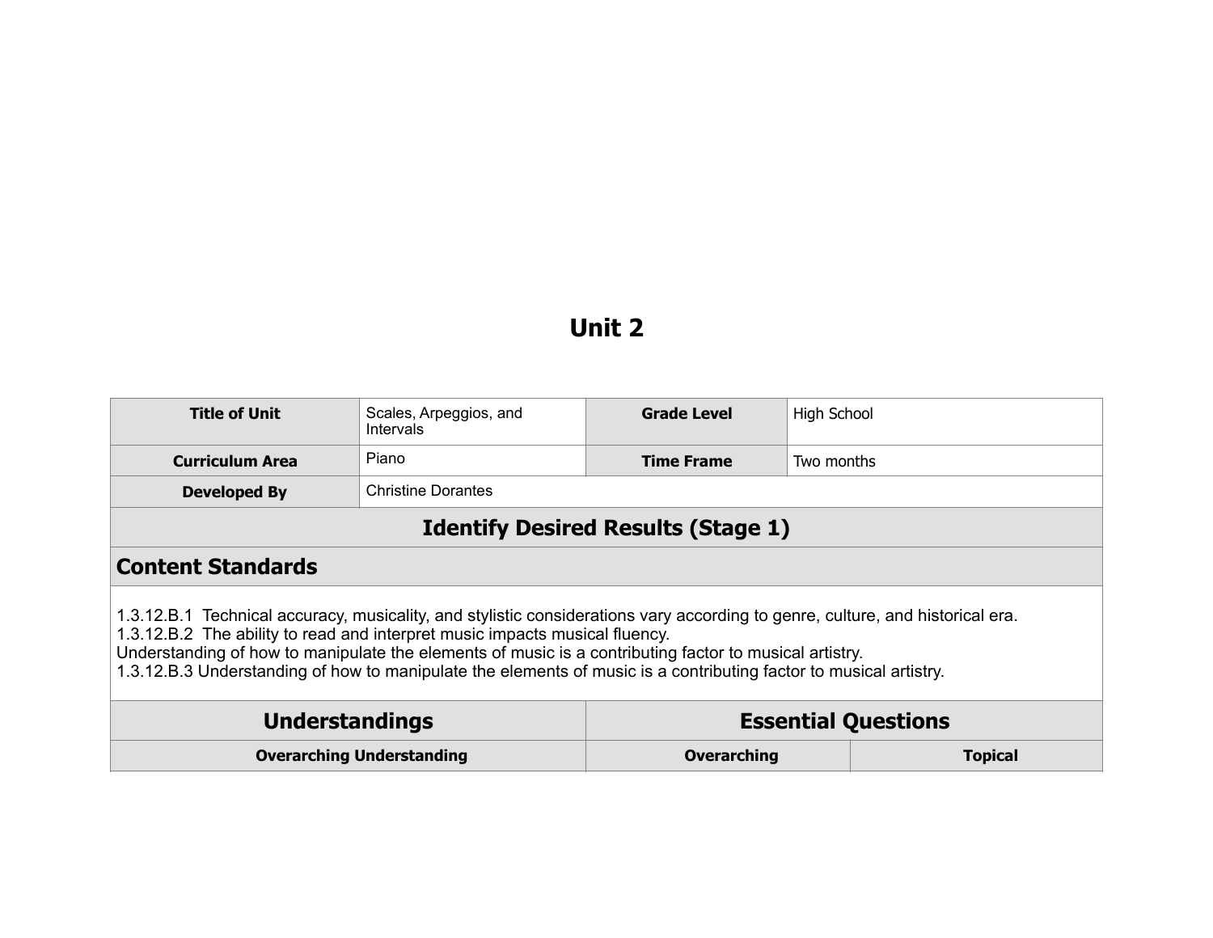# Unit 2

| Title of Unit | Scales, Arpeggios, and Intervals | Grade Level | High School |
|---|---|---|---|
| Curriculum Area | Piano | Time Frame | Two months |
| Developed By | Christine Dorantes | | |

## Identify Desired Results (Stage 1)

## Content Standards

1.3.12.B.1 Technical accuracy, musicality, and stylistic considerations vary according to genre, culture, and historical era.
1.3.12.B.2 The ability to read and interpret music impacts musical fluency.
Understanding of how to manipulate the elements of music is a contributing factor to musical artistry.
1.3.12.B.3 Understanding of how to manipulate the elements of music is a contributing factor to musical artistry.

| Understandings | Essential Questions | |
|---|---|---|
| Overarching Understanding | Overarching | Topical |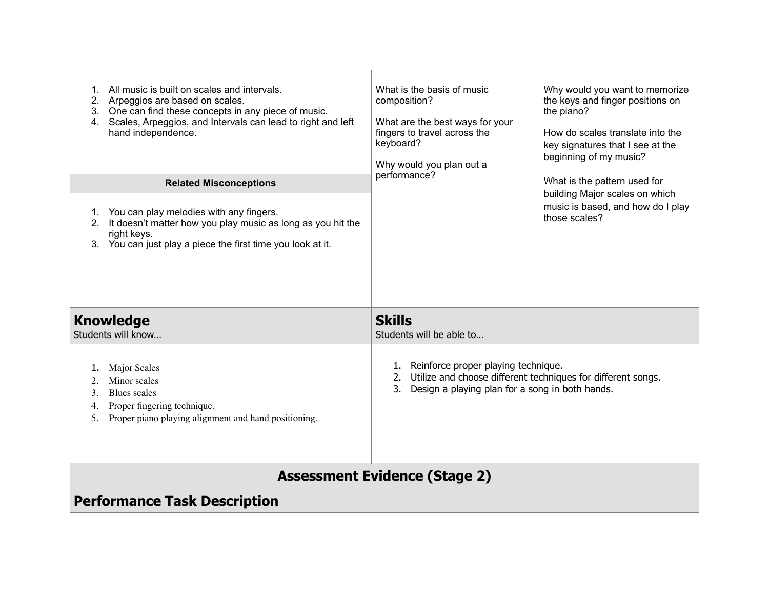| | | |
|---|---|---|
| 1. All music is built on scales and intervals.<br>2. Arpeggios are based on scales.<br>3. One can find these concepts in any piece of music.<br>4. Scales, Arpeggios, and Intervals can lead to right and left hand independence. | What is the basis of music composition?<br><br>What are the best ways for your fingers to travel across the keyboard?<br><br>Why would you plan out a performance? | Why would you want to memorize the keys and finger positions on the piano?<br><br>How do scales translate into the key signatures that I see at the beginning of my music?<br><br>What is the pattern used for building Major scales on which music is based, and how do I play those scales? |
| **Related Misconceptions** | | |
| 1. You can play melodies with any fingers.<br>2. It doesn't matter how you play music as long as you hit the right keys.<br>3. You can just play a piece the first time you look at it. | | |

| **Knowledge**<br>Students will know… | **Skills**<br>Students will be able to… |
|---|---|
| 1. Major Scales<br>2. Minor scales<br>3. Blues scales<br>4. Proper fingering technique.<br>5. Proper piano playing alignment and hand positioning. | 1. Reinforce proper playing technique.<br>2. Utilize and choose different techniques for different songs.<br>3. Design a playing plan for a song in both hands. |

## Assessment Evidence (Stage 2)

### Performance Task Description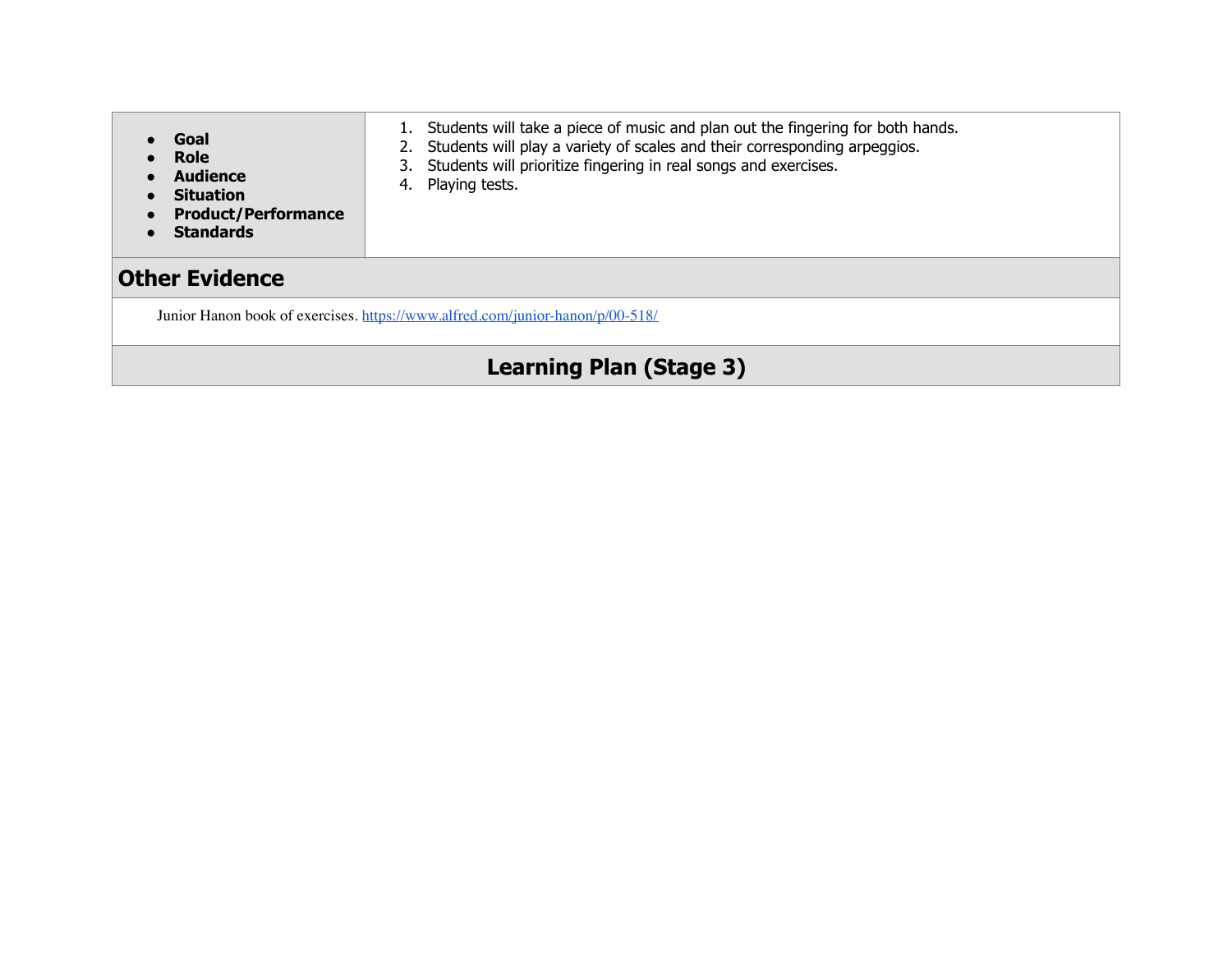| <ul><li>**Goal**</li><li>**Role**</li><li>**Audience**</li><li>**Situation**</li><li>**Product/Performance**</li><li>**Standards**</li></ul> | 1. Students will take a piece of music and plan out the fingering for both hands.<br>2. Students will play a variety of scales and their corresponding arpeggios.<br>3. Students will prioritize fingering in real songs and exercises.<br>4. Playing tests. |
|---|---|

## Other Evidence

Junior Hanon book of exercises. [https://www.alfred.com/junior-hanon/p/00-518/](https://www.alfred.com/junior-hanon/p/00-518/)

## Learning Plan (Stage 3)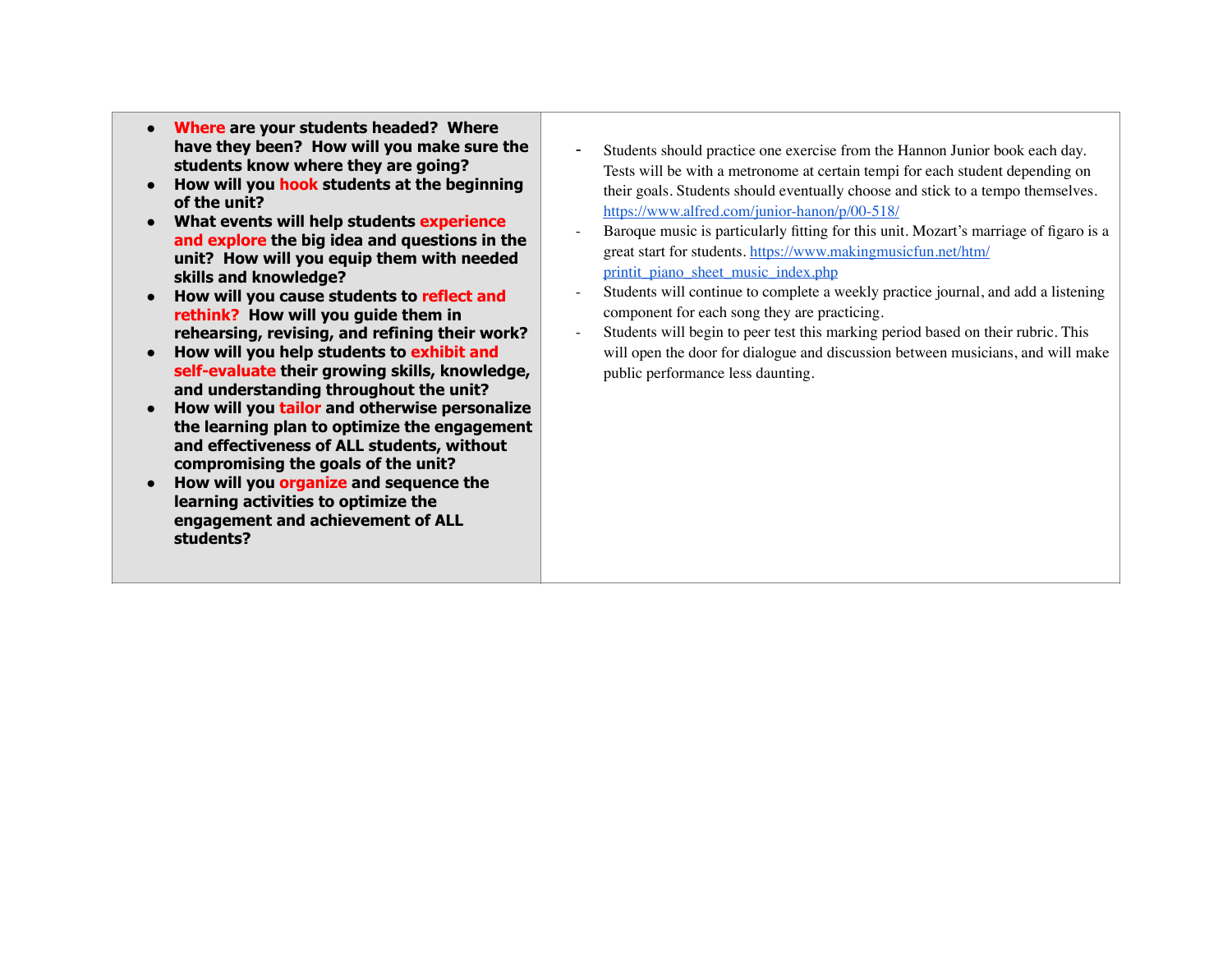| | |
|---|---|
| • **Where are your students headed? Where have they been? How will you make sure the students know where they are going?**<br>• **How will you hook students at the beginning of the unit?**<br>• **What events will help students experience and explore the big idea and questions in the unit? How will you equip them with needed skills and knowledge?**<br>• **How will you cause students to reflect and rethink? How will you guide them in rehearsing, revising, and refining their work?**<br>• **How will you help students to exhibit and self-evaluate their growing skills, knowledge, and understanding throughout the unit?**<br>• **How will you tailor and otherwise personalize the learning plan to optimize the engagement and effectiveness of ALL students, without compromising the goals of the unit?**<br>• **How will you organize and sequence the learning activities to optimize the engagement and achievement of ALL students?** | - Students should practice one exercise from the Hannon Junior book each day. Tests will be with a metronome at certain tempi for each student depending on their goals. Students should eventually choose and stick to a tempo themselves. https://www.alfred.com/junior-hanon/p/00-518/<br>- Baroque music is particularly fitting for this unit. Mozart's marriage of figaro is a great start for students. https://www.makingmusicfun.net/htm/printit_piano_sheet_music_index.php<br>- Students will continue to complete a weekly practice journal, and add a listening component for each song they are practicing.<br>- Students will begin to peer test this marking period based on their rubric. This will open the door for dialogue and discussion between musicians, and will make public performance less daunting. |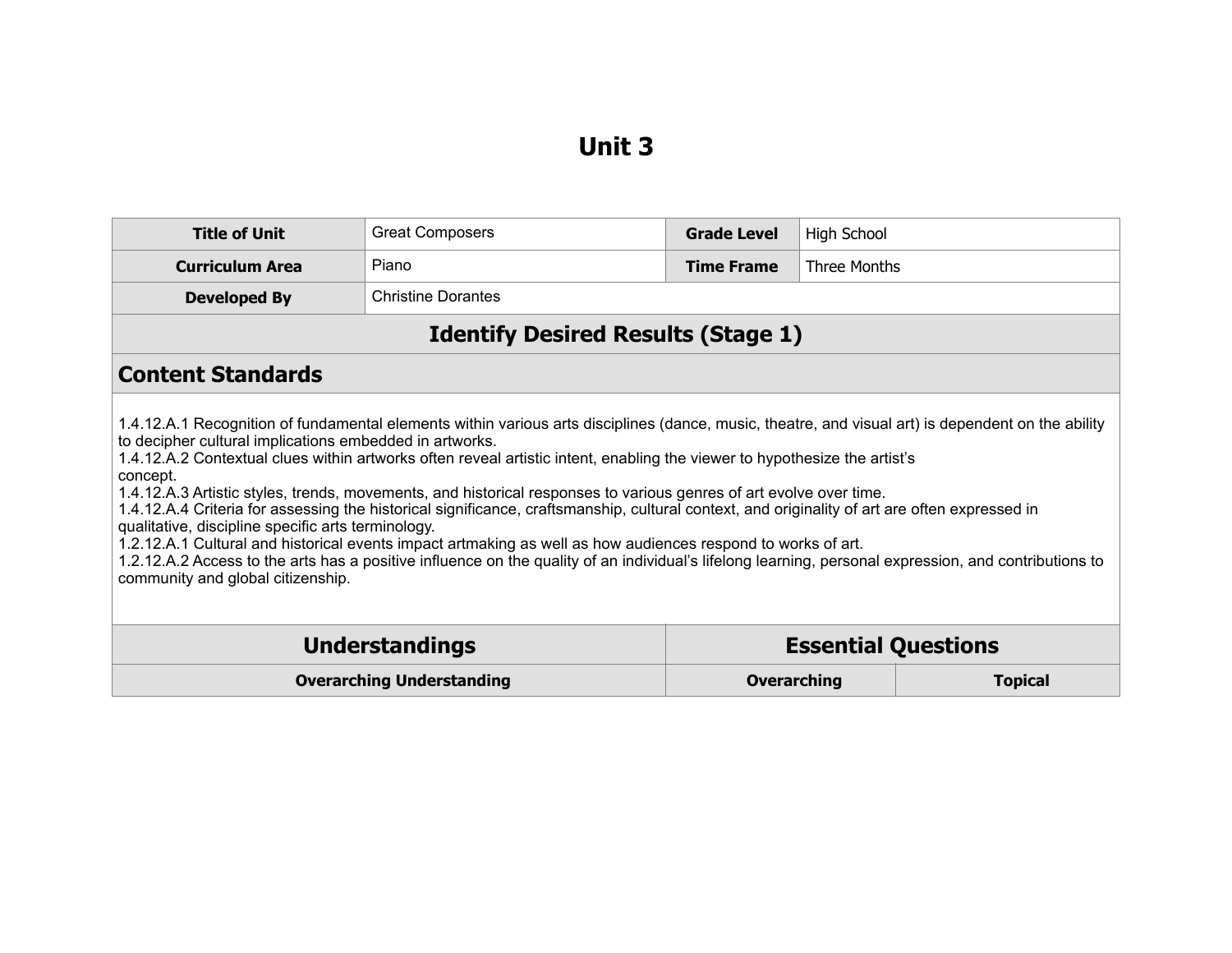# Unit 3

| Title of Unit | Great Composers | Grade Level | High School |
|---|---|---|---|
| Curriculum Area | Piano | Time Frame | Three Months |
| Developed By | Christine Dorantes | | |

## Identify Desired Results (Stage 1)

### Content Standards

1.4.12.A.1 Recognition of fundamental elements within various arts disciplines (dance, music, theatre, and visual art) is dependent on the ability to decipher cultural implications embedded in artworks.
1.4.12.A.2 Contextual clues within artworks often reveal artistic intent, enabling the viewer to hypothesize the artist's concept.
1.4.12.A.3 Artistic styles, trends, movements, and historical responses to various genres of art evolve over time.
1.4.12.A.4 Criteria for assessing the historical significance, craftsmanship, cultural context, and originality of art are often expressed in qualitative, discipline specific arts terminology.
1.2.12.A.1 Cultural and historical events impact artmaking as well as how audiences respond to works of art.
1.2.12.A.2 Access to the arts has a positive influence on the quality of an individual's lifelong learning, personal expression, and contributions to community and global citizenship.

| Understandings | Essential Questions | |
|---|---|---|
| Overarching Understanding | Overarching | Topical |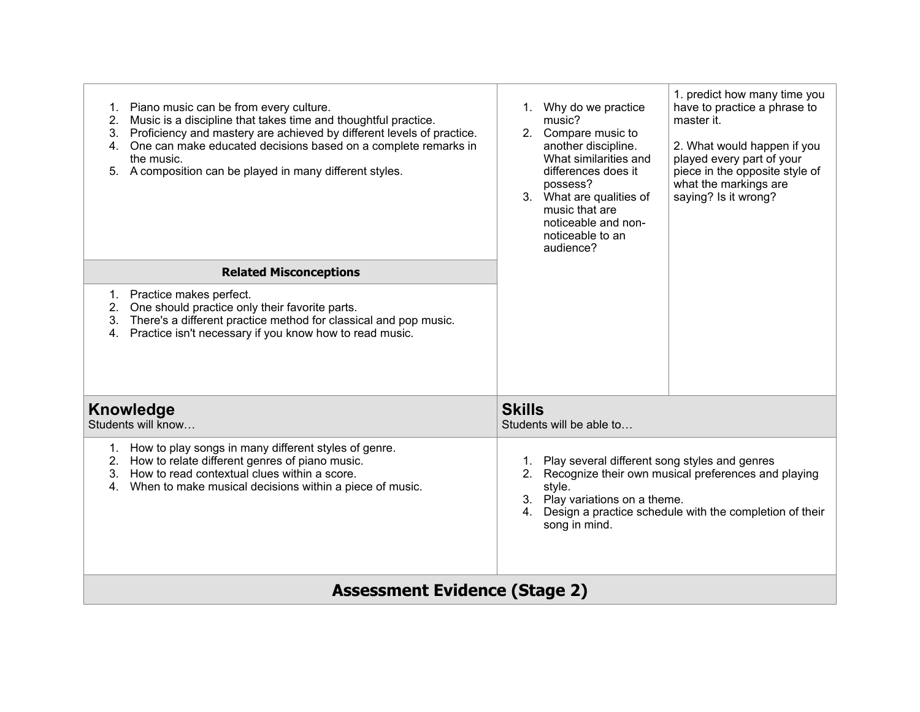1. Piano music can be from every culture.
2. Music is a discipline that takes time and thoughtful practice.
3. Proficiency and mastery are achieved by different levels of practice.
4. One can make educated decisions based on a complete remarks in the music.
5. A composition can be played in many different styles.

**Related Misconceptions**

1. Practice makes perfect.
2. One should practice only their favorite parts.
3. There's a different practice method for classical and pop music.
4. Practice isn't necessary if you know how to read music.

---

1. Why do we practice music?
2. Compare music to another discipline. What similarities and differences does it possess?
3. What are qualities of music that are noticeable and non-noticeable to an audience?

---

1. predict how many time you have to practice a phrase to master it.

2. What would happen if you played every part of your piece in the opposite style of what the markings are saying? Is it wrong?

---

| **Knowledge**<br>Students will know… | **Skills**<br>Students will be able to… |
| --- | --- |
| 1. How to play songs in many different styles of genre.<br>2. How to relate different genres of piano music.<br>3. How to read contextual clues within a score.<br>4. When to make musical decisions within a piece of music. | 1. Play several different song styles and genres<br>2. Recognize their own musical preferences and playing style.<br>3. Play variations on a theme.<br>4. Design a practice schedule with the completion of their song in mind. |

## Assessment Evidence (Stage 2)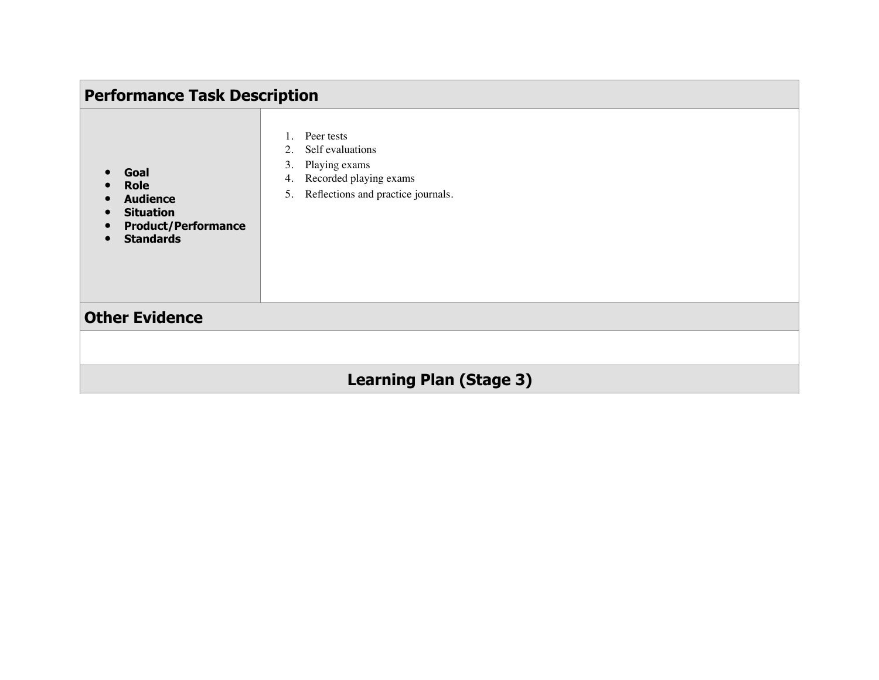## Performance Task Description

| | |
|---|---|
| • **Goal**<br>• **Role**<br>• **Audience**<br>• **Situation**<br>• **Product/Performance**<br>• **Standards** | 1. Peer tests<br>2. Self evaluations<br>3. Playing exams<br>4. Recorded playing exams<br>5. Reflections and practice journals. |

## Other Evidence

## Learning Plan (Stage 3)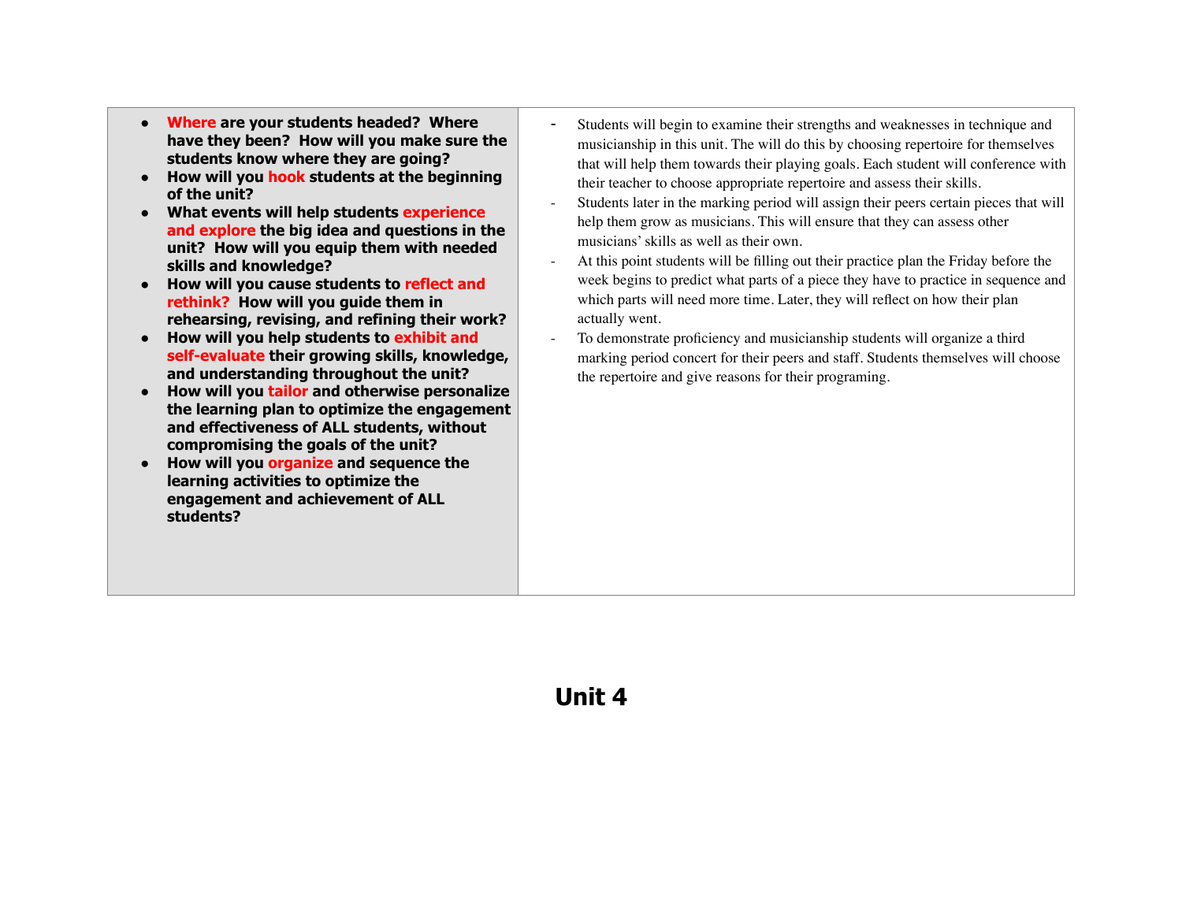| | |
|---|---|
| • **Where are your students headed? Where have they been? How will you make sure the students know where they are going?**<br>• **How will you hook students at the beginning of the unit?**<br>• **What events will help students experience and explore the big idea and questions in the unit? How will you equip them with needed skills and knowledge?**<br>• **How will you cause students to reflect and rethink? How will you guide them in rehearsing, revising, and refining their work?**<br>• **How will you help students to exhibit and self-evaluate their growing skills, knowledge, and understanding throughout the unit?**<br>• **How will you tailor and otherwise personalize the learning plan to optimize the engagement and effectiveness of ALL students, without compromising the goals of the unit?**<br>• **How will you organize and sequence the learning activities to optimize the engagement and achievement of ALL students?** | - Students will begin to examine their strengths and weaknesses in technique and musicianship in this unit. The will do this by choosing repertoire for themselves that will help them towards their playing goals. Each student will conference with their teacher to choose appropriate repertoire and assess their skills.<br>- Students later in the marking period will assign their peers certain pieces that will help them grow as musicians. This will ensure that they can assess other musicians' skills as well as their own.<br>- At this point students will be filling out their practice plan the Friday before the week begins to predict what parts of a piece they have to practice in sequence and which parts will need more time. Later, they will reflect on how their plan actually went.<br>- To demonstrate proficiency and musicianship students will organize a third marking period concert for their peers and staff. Students themselves will choose the repertoire and give reasons for their programing. |

# Unit 4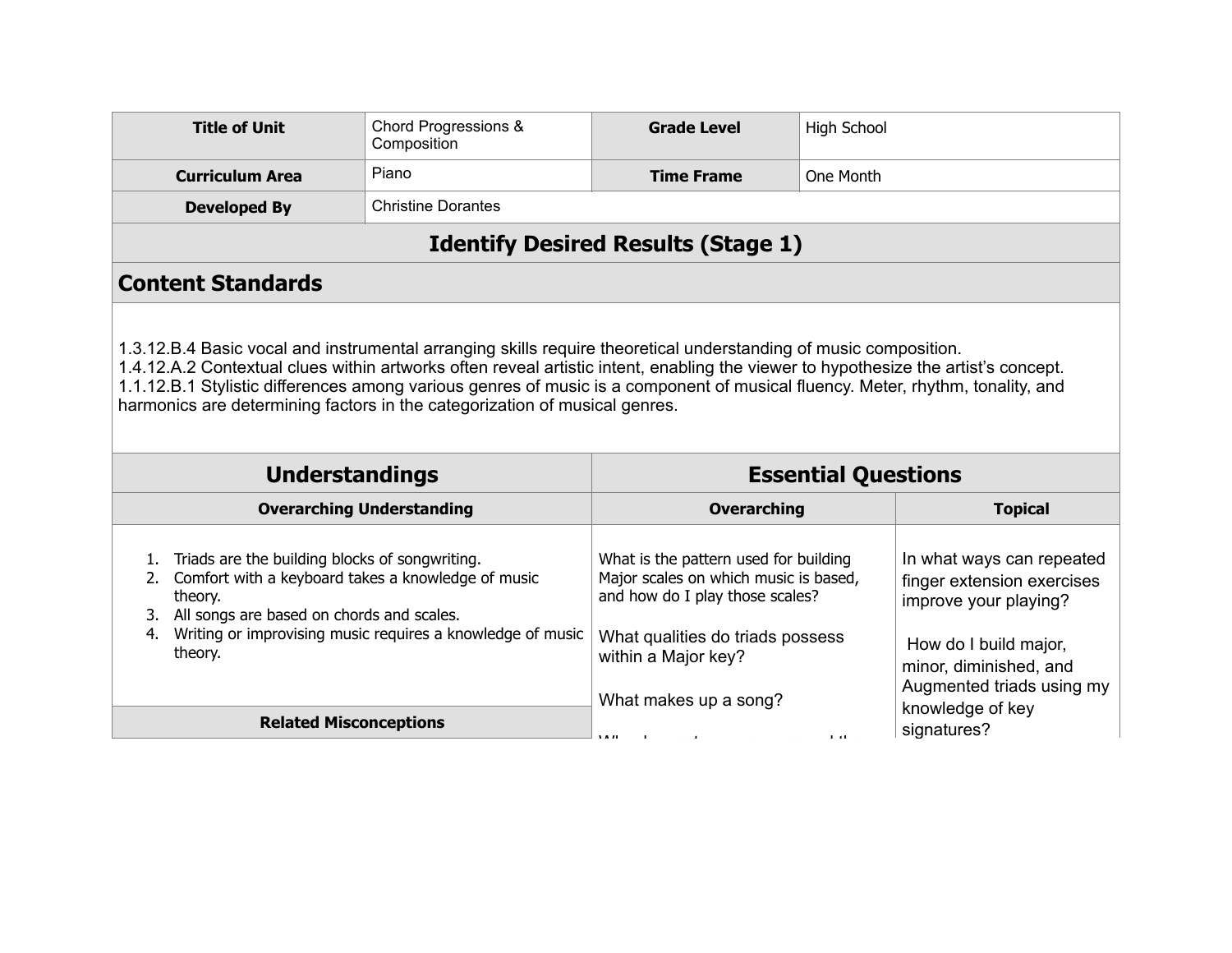| Title of Unit | Chord Progressions & Composition | Grade Level | High School |
|---|---|---|---|
| Curriculum Area | Piano | Time Frame | One Month |
| Developed By | Christine Dorantes | | |

## Identify Desired Results (Stage 1)

### Content Standards

1.3.12.B.4 Basic vocal and instrumental arranging skills require theoretical understanding of music composition.
1.4.12.A.2 Contextual clues within artworks often reveal artistic intent, enabling the viewer to hypothesize the artist's concept.
1.1.12.B.1 Stylistic differences among various genres of music is a component of musical fluency. Meter, rhythm, tonality, and harmonics are determining factors in the categorization of musical genres.

| Understandings | Essential Questions | |
|---|---|---|
| **Overarching Understanding** | **Overarching** | **Topical** |
| 1. Triads are the building blocks of songwriting.<br>2. Comfort with a keyboard takes a knowledge of music theory.<br>3. All songs are based on chords and scales.<br>4. Writing or improvising music requires a knowledge of music theory. | What is the pattern used for building Major scales on which music is based, and how do I play those scales?<br><br>What qualities do triads possess within a Major key?<br><br>What makes up a song? | In what ways can repeated finger extension exercises improve your playing?<br><br>How do I build major, minor, diminished, and Augmented triads using my knowledge of key signatures? |
| **Related Misconceptions** | | |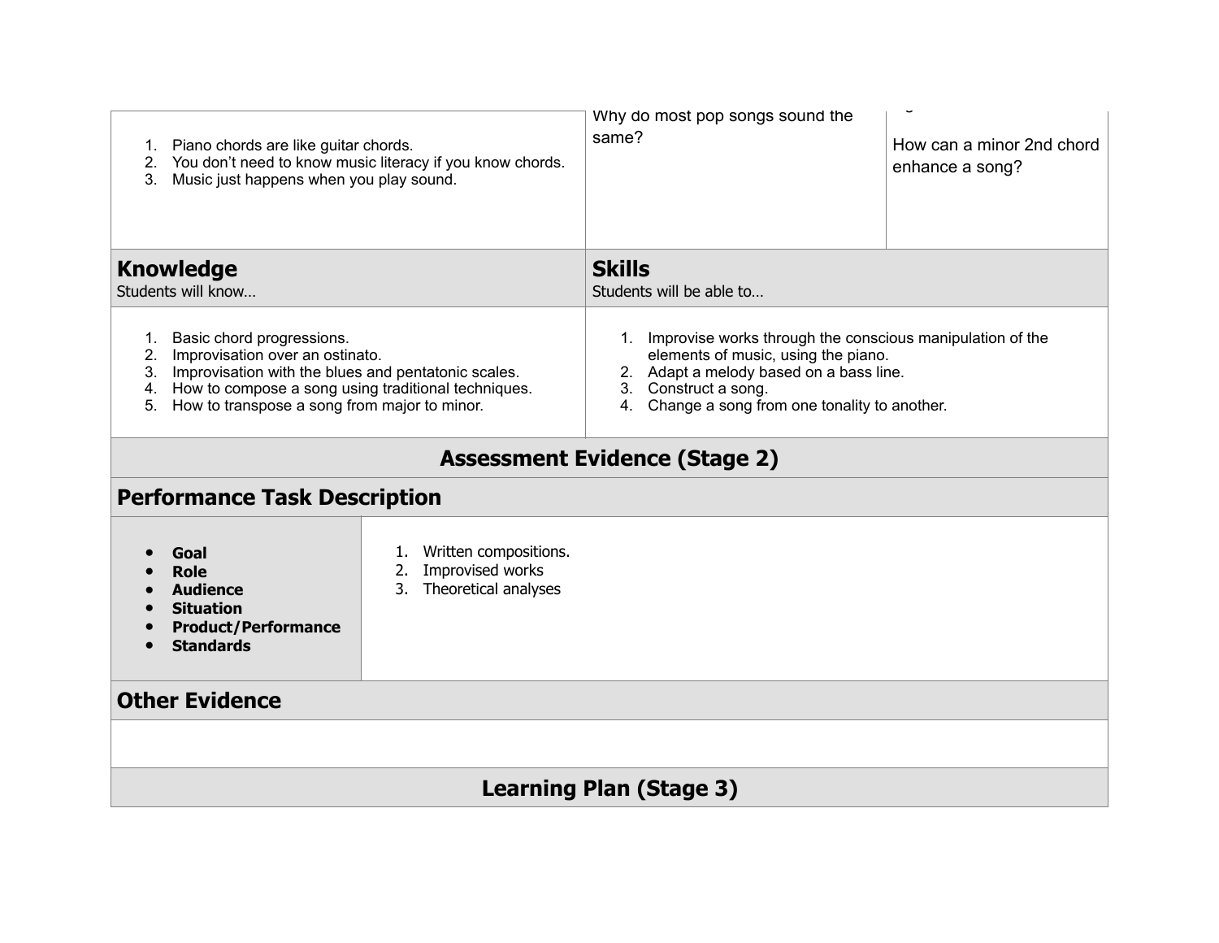| | | |
|---|---|---|
| 1. Piano chords are like guitar chords.<br>2. You don't need to know music literacy if you know chords.<br>3. Music just happens when you play sound. | Why do most pop songs sound the same? | How can a minor 2nd chord enhance a song? |

| | |
|---|---|
| **Knowledge**<br>Students will know… | **Skills**<br>Students will be able to… |
| 1. Basic chord progressions.<br>2. Improvisation over an ostinato.<br>3. Improvisation with the blues and pentatonic scales.<br>4. How to compose a song using traditional techniques.<br>5. How to transpose a song from major to minor. | 1. Improvise works through the conscious manipulation of the elements of music, using the piano.<br>2. Adapt a melody based on a bass line.<br>3. Construct a song.<br>4. Change a song from one tonality to another. |

## Assessment Evidence (Stage 2)

### Performance Task Description

| | |
|---|---|
| • **Goal**<br>• **Role**<br>• **Audience**<br>• **Situation**<br>• **Product/Performance**<br>• **Standards** | 1. Written compositions.<br>2. Improvised works<br>3. Theoretical analyses |

### Other Evidence

## Learning Plan (Stage 3)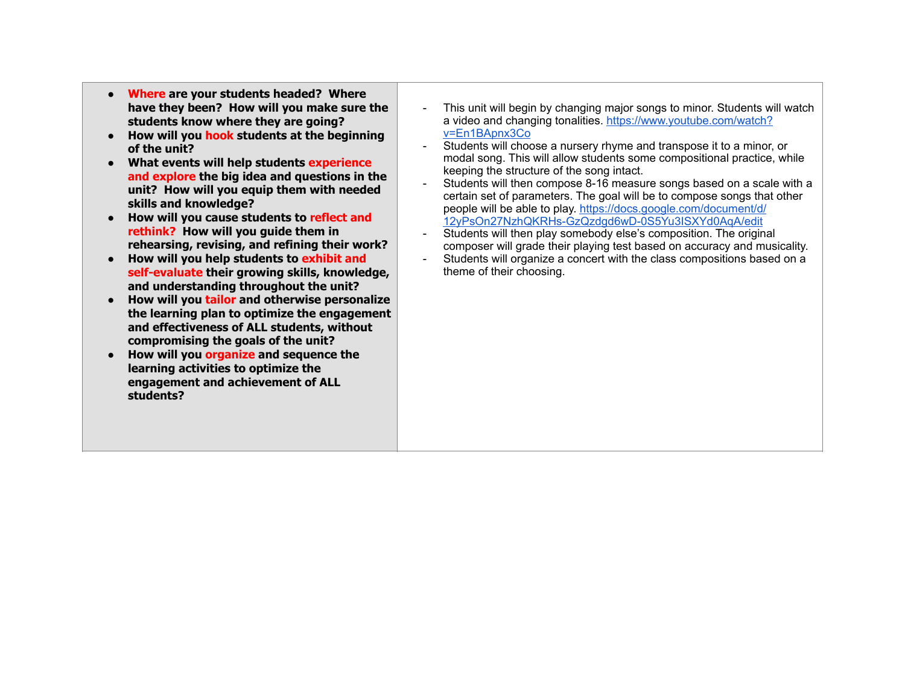| | |
|---|---|
| • **Where are your students headed? Where have they been? How will you make sure the students know where they are going?**<br>• **How will you hook students at the beginning of the unit?**<br>• **What events will help students experience and explore the big idea and questions in the unit? How will you equip them with needed skills and knowledge?**<br>• **How will you cause students to reflect and rethink? How will you guide them in rehearsing, revising, and refining their work?**<br>• **How will you help students to exhibit and self-evaluate their growing skills, knowledge, and understanding throughout the unit?**<br>• **How will you tailor and otherwise personalize the learning plan to optimize the engagement and effectiveness of ALL students, without compromising the goals of the unit?**<br>• **How will you organize and sequence the learning activities to optimize the engagement and achievement of ALL students?** | - This unit will begin by changing major songs to minor. Students will watch a video and changing tonalities. https://www.youtube.com/watch?v=En1BApnx3Co<br>- Students will choose a nursery rhyme and transpose it to a minor, or modal song. This will allow students some compositional practice, while keeping the structure of the song intact.<br>- Students will then compose 8-16 measure songs based on a scale with a certain set of parameters. The goal will be to compose songs that other people will be able to play. https://docs.google.com/document/d/12yPsOn27NzhQKRHs-GzQzdgd6wD-0S5Yu3ISXYd0AqA/edit<br>- Students will then play somebody else's composition. The original composer will grade their playing test based on accuracy and musicality.<br>- Students will organize a concert with the class compositions based on a theme of their choosing. |